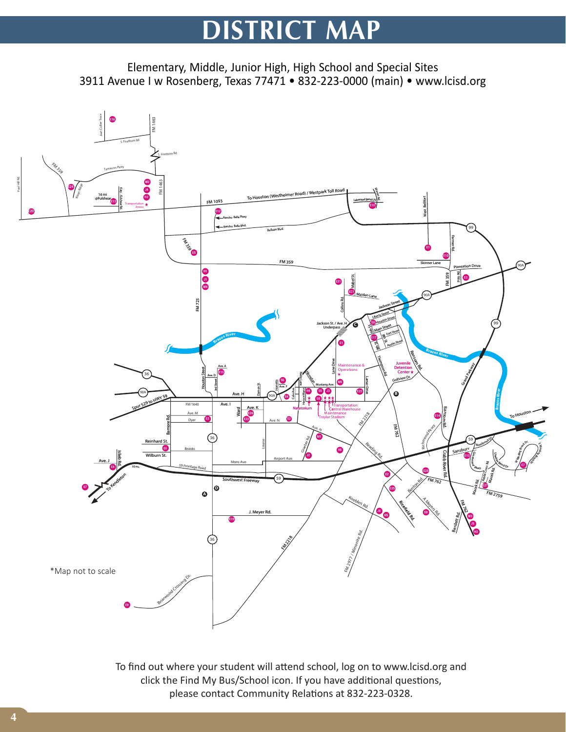# DISTRICT MAP

Elementary, Middle, Junior High, High School and Special Sites
3911 Avenue I w Rosenberg, Texas 77471 • 832-223-0000 (main) • www.lcisd.org

*Map not to scale

To find out where your student will attend school, log on to www.lcisd.org and click the Find My Bus/School icon. If you have additional questions, please contact Community Relations at 832-223-0328.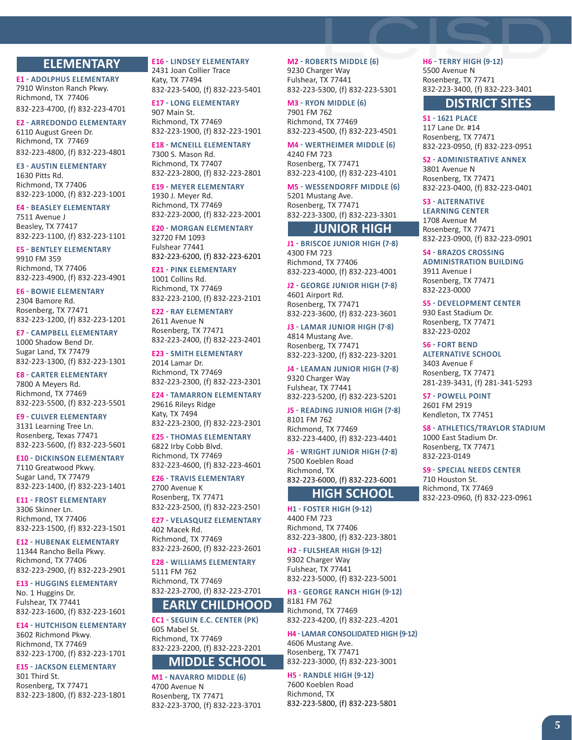## ELEMENTARY

**E1 - ADOLPHUS ELEMENTARY**
7910 Winston Ranch Pkwy.
Richmond, TX 77406
832-223-4700, (f) 832-223-4701

**E2 - ARREDONDO ELEMENTARY**
6110 August Green Dr.
Richmond, TX 77469
832-223-4800, (f) 832-223-4801

**E3 - AUSTIN ELEMENTARY**
1630 Pitts Rd.
Richmond, TX 77406
832-223-1000, (f) 832-223-1001

**E4 - BEASLEY ELEMENTARY**
7511 Avenue J
Beasley, TX 77417
832-223-1100, (f) 832-223-1101

**E5 - BENTLEY ELEMENTARY**
9910 FM 359
Richmond, TX 77406
832-223-4900, (f) 832-223-4901

**E6 - BOWIE ELEMENTARY**
2304 Bamore Rd.
Rosenberg, TX 77471
832-223-1200, (f) 832-223-1201

**E7 - CAMPBELL ELEMENTARY**
1000 Shadow Bend Dr.
Sugar Land, TX 77479
832-223-1300, (f) 832-223-1301

**E8 - CARTER ELEMENTARY**
7800 A Meyers Rd.
Richmond, TX 77469
832-223-5500, (f) 832-223-5501

**E9 - CULVER ELEMENTARY**
3131 Learning Tree Ln.
Rosenberg, Texas 77471
832-223-5600, (f) 832-223-5601

**E10 - DICKINSON ELEMENTARY**
7110 Greatwood Pkwy.
Sugar Land, TX 77479
832-223-1400, (f) 832-223-1401

**E11 - FROST ELEMENTARY**
3306 Skinner Ln.
Richmond, TX 77406
832-223-1500, (f) 832-223-1501

**E12 - HUBENAK ELEMENTARY**
11344 Rancho Bella Pkwy.
Richmond, TX 77406
832-223-2900, (f) 832-223-2901

**E13 - HUGGINS ELEMENTARY**
No. 1 Huggins Dr.
Fulshear, TX 77441
832-223-1600, (f) 832-223-1601

**E14 - HUTCHISON ELEMENTARY**
3602 Richmond Pkwy.
Richmond, TX 77469
832-223-1700, (f) 832-223-1701

**E15 - JACKSON ELEMENTARY**
301 Third St.
Rosenberg, TX 77471
832-223-1800, (f) 832-223-1801

**E16 - LINDSEY ELEMENTARY**
2431 Joan Collier Trace
Katy, TX 77494
832-223-5400, (f) 832-223-5401

**E17 - LONG ELEMENTARY**
907 Main St.
Richmond, TX 77469
832-223-1900, (f) 832-223-1901

**E18 - MCNEILL ELEMENTARY**
7300 S. Mason Rd.
Richmond, TX 77407
832-223-2800, (f) 832-223-2801

**E19 - MEYER ELEMENTARY**
1930 J. Meyer Rd.
Richmond, TX 77469
832-223-2000, (f) 832-223-2001

**E20 - MORGAN ELEMENTARY**
32720 FM 1093
Fulshear 77441
832-223-6200, (f) 832-223-6201

**E21 - PINK ELEMENTARY**
1001 Collins Rd.
Richmond, TX 77469
832-223-2100, (f) 832-223-2101

**E22 - RAY ELEMENTARY**
2611 Avenue N
Rosenberg, TX 77471
832-223-2400, (f) 832-223-2401

**E23 - SMITH ELEMENTARY**
2014 Lamar Dr.
Richmond, TX 77469
832-223-2300, (f) 832-223-2301

**E24 - TAMARRON ELEMENTARY**
29616 Rileys Ridge
Katy, TX 7494
832-223-2300, (f) 832-223-2301

**E25 - THOMAS ELEMENTARY**
6822 Irby Cobb Blvd.
Richmond, TX 77469
832-223-4600, (f) 832-223-4601

**E26 - TRAVIS ELEMENTARY**
2700 Avenue K
Rosenberg, TX 77471
832-223-2500, (f) 832-223-2501

**E27 - VELASQUEZ ELEMENTARY**
402 Macek Rd.
Richmond, TX 77469
832-223-2600, (f) 832-223-2601

**E28 - WILLIAMS ELEMENTARY**
5111 FM 762
Richmond, TX 77469
832-223-2700, (f) 832-223-2701

## EARLY CHILDHOOD

**EC1 - SEGUIN E.C. CENTER (PK)**
605 Mabel St.
Richmond, TX 77469
832-223-2200, (f) 832-223-2201

## MIDDLE SCHOOL

**M1 - NAVARRO MIDDLE (6)**
4700 Avenue N
Rosenberg, TX 77471
832-223-3700, (f) 832-223-3701

**M2 - ROBERTS MIDDLE (6)**
9230 Charger Way
Fulshear, TX 77441
832-223-5300, (f) 832-223-5301

**M3 - RYON MIDDLE (6)**
7901 FM 762
Richmond, TX 77469
832-223-4500, (f) 832-223-4501

**M4 - WERTHEIMER MIDDLE (6)**
4240 FM 723
Rosenberg, TX 77471
832-223-4100, (f) 832-223-4101

**M5 - WESSENDORFF MIDDLE (6)**
5201 Mustang Ave.
Rosenberg, TX 77471
832-223-3300, (f) 832-223-3301

## JUNIOR HIGH

**J1 - BRISCOE JUNIOR HIGH (7-8)**
4300 FM 723
Richmond, TX 77406
832-223-4000, (f) 832-223-4001

**J2 - GEORGE JUNIOR HIGH (7-8)**
4601 Airport Rd.
Rosenberg, TX 77471
832-223-3600, (f) 832-223-3601

**J3 - LAMAR JUNIOR HIGH (7-8)**
4814 Mustang Ave.
Rosenberg, TX 77471
832-223-3200, (f) 832-223-3201

**J4 - LEAMAN JUNIOR HIGH (7-8)**
9320 Charger Way
Fulshear, TX 77441
832-223-5200, (f) 832-223-5201

**J5 - READING JUNIOR HIGH (7-8)**
8101 FM 762
Richmond, TX 77469
832-223-4400, (f) 832-223-4401

**J6 - WRIGHT JUNIOR HIGH (7-8)**
7500 Koeblen Road
Richmond, TX
832-223-6000, (f) 832-223-6001

## HIGH SCHOOL

**H1 - FOSTER HIGH (9-12)**
4400 FM 723
Richmond, TX 77406
832-223-3800, (f) 832-223-3801

**H2 - FULSHEAR HIGH (9-12)**
9302 Charger Way
Fulshear, TX 77441
832-223-5000, (f) 832-223-5001

**H3 - GEORGE RANCH HIGH (9-12)**
8181 FM 762
Richmond, TX 77469
832-223-4200, (f) 832-223.-4201

**H4 - LAMAR CONSOLIDATED HIGH (9-12)**
4606 Mustang Ave.
Rosenberg, TX 77471
832-223-3000, (f) 832-223-3001

**H5 - RANDLE HIGH (9-12)**
7600 Koeblen Road
Richmond, TX
832-223-5800, (f) 832-223-5801

**H6 - TERRY HIGH (9-12)**
5500 Avenue N
Rosenberg, TX 77471
832-223-3400, (f) 832-223-3401

## DISTRICT SITES

**S1 - 1621 PLACE**
117 Lane Dr. #14
Rosenberg, TX 77471
832-223-0950, (f) 832-223-0951

**S2 - ADMINISTRATIVE ANNEX**
3801 Avenue N
Rosenberg, TX 77471
832-223-0400, (f) 832-223-0401

**S3 - ALTERNATIVE LEARNING CENTER**
1708 Avenue M
Rosenberg, TX 77471
832-223-0900, (f) 832-223-0901

**S4 - BRAZOS CROSSING ADMINISTRATION BUILDING**
3911 Avenue I
Rosenberg, TX 77471
832-223-0000

**S5 - DEVELOPMENT CENTER**
930 East Stadium Dr.
Rosenberg, TX 77471
832-223-0202

**S6 - FORT BEND ALTERNATIVE SCHOOL**
3403 Avenue F
Rosenberg, TX 77471
281-239-3431, (f) 281-341-5293

**S7 - POWELL POINT**
2601 FM 2919
Kendleton, TX 77451

**S8 - ATHLETICS/TRAYLOR STADIUM**
1000 East Stadium Dr.
Rosenberg, TX 77471
832-223-0149

**S9 - SPECIAL NEEDS CENTER**
710 Houston St.
Richmond, TX 77469
832-223-0960, (f) 832-223-0961